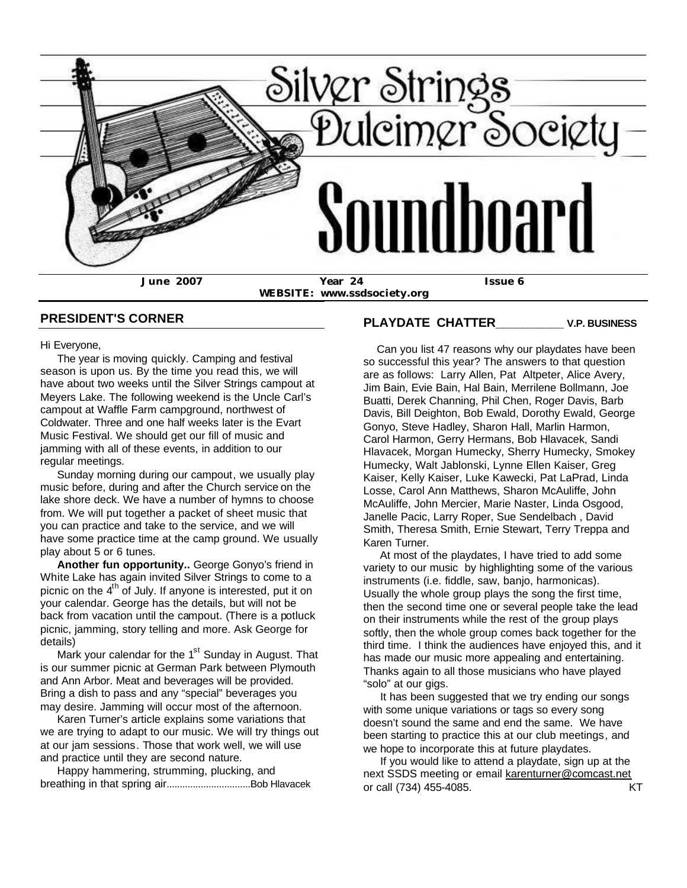# Silver Strings Dulcimer Society Soundboard

**June 2007** **Year 24** **Issue 6**

**WEBSITE: www.ssdsociety.org**

## PRESIDENT'S CORNER

Hi Everyone,

The year is moving quickly. Camping and festival season is upon us. By the time you read this, we will have about two weeks until the Silver Strings campout at Meyers Lake. The following weekend is the Uncle Carl's campout at Waffle Farm campground, northwest of Coldwater. Three and one half weeks later is the Evart Music Festival. We should get our fill of music and jamming with all of these events, in addition to our regular meetings.

Sunday morning during our campout, we usually play music before, during and after the Church service on the lake shore deck. We have a number of hymns to choose from. We will put together a packet of sheet music that you can practice and take to the service, and we will have some practice time at the camp ground. We usually play about 5 or 6 tunes.

**Another fun opportunity..** George Gonyo's friend in White Lake has again invited Silver Strings to come to a picnic on the 4th of July. If anyone is interested, put it on your calendar. George has the details, but will not be back from vacation until the campout. (There is a potluck picnic, jamming, story telling and more. Ask George for details)

Mark your calendar for the 1st Sunday in August. That is our summer picnic at German Park between Plymouth and Ann Arbor. Meat and beverages will be provided. Bring a dish to pass and any "special" beverages you may desire. Jamming will occur most of the afternoon.

Karen Turner's article explains some variations that we are trying to adapt to our music. We will try things out at our jam sessions. Those that work well, we will use and practice until they are second nature.

Happy hammering, strumming, plucking, and breathing in that spring air................................Bob Hlavacek

## PLAYDATE CHATTER___________ V.P. BUSINESS

Can you list 47 reasons why our playdates have been so successful this year? The answers to that question are as follows: Larry Allen, Pat Altpeter, Alice Avery, Jim Bain, Evie Bain, Hal Bain, Merrilene Bollmann, Joe Buatti, Derek Channing, Phil Chen, Roger Davis, Barb Davis, Bill Deighton, Bob Ewald, Dorothy Ewald, George Gonyo, Steve Hadley, Sharon Hall, Marlin Harmon, Carol Harmon, Gerry Hermans, Bob Hlavacek, Sandi Hlavacek, Morgan Humecky, Sherry Humecky, Smokey Humecky, Walt Jablonski, Lynne Ellen Kaiser, Greg Kaiser, Kelly Kaiser, Luke Kawecki, Pat LaPrad, Linda Losse, Carol Ann Matthews, Sharon McAuliffe, John McAuliffe, John Mercier, Marie Naster, Linda Osgood, Janelle Pacic, Larry Roper, Sue Sendelbach , David Smith, Theresa Smith, Ernie Stewart, Terry Treppa and Karen Turner.

At most of the playdates, I have tried to add some variety to our music by highlighting some of the various instruments (i.e. fiddle, saw, banjo, harmonicas). Usually the whole group plays the song the first time, then the second time one or several people take the lead on their instruments while the rest of the group plays softly, then the whole group comes back together for the third time. I think the audiences have enjoyed this, and it has made our music more appealing and entertaining. Thanks again to all those musicians who have played "solo" at our gigs.

It has been suggested that we try ending our songs with some unique variations or tags so every song doesn't sound the same and end the same. We have been starting to practice this at our club meetings, and we hope to incorporate this at future playdates.

If you would like to attend a playdate, sign up at the next SSDS meeting or email karenturner@comcast.net or call (734) 455-4085. KT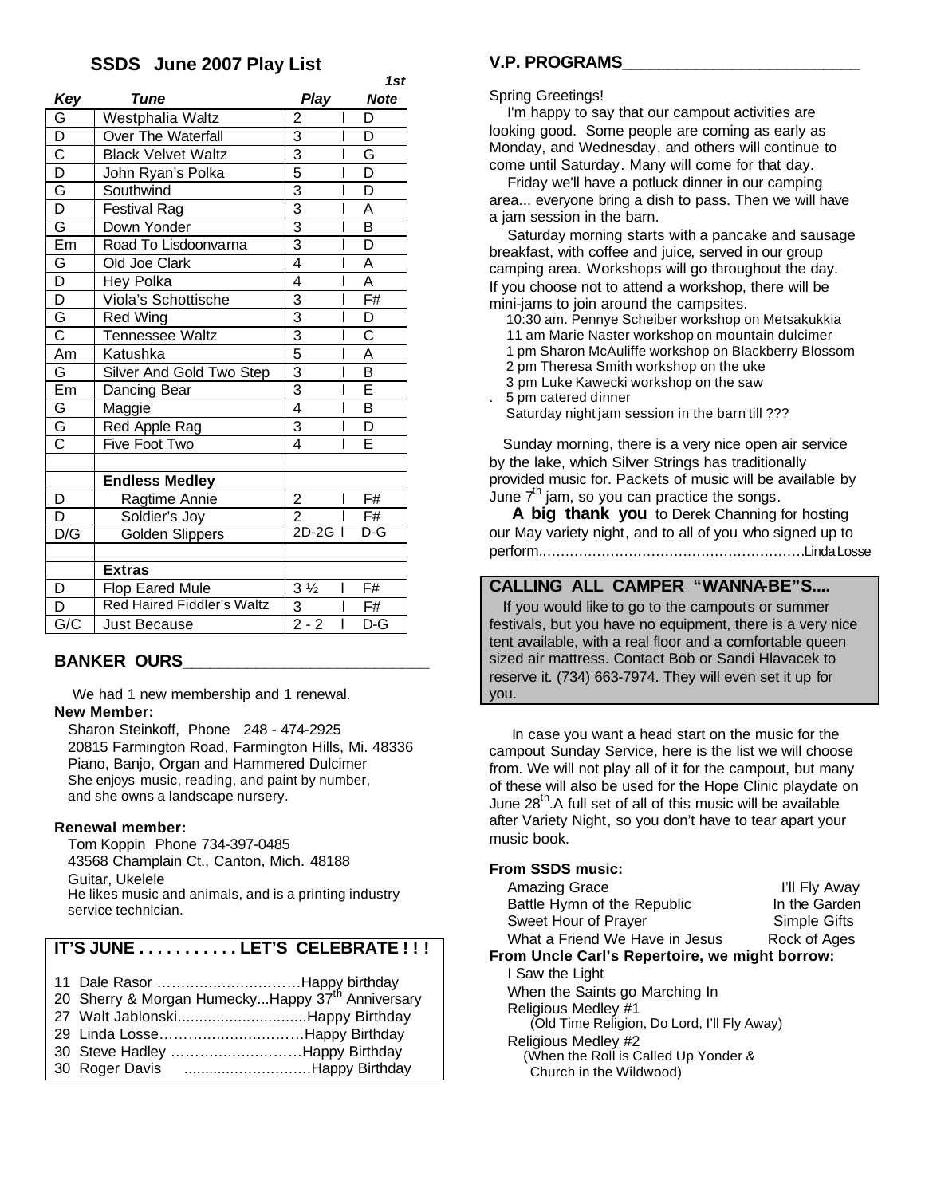## SSDS June 2007 Play List

| Key | Tune | Play | 1st Note |
|---|---|---|---|
| G | Westphalia Waltz | 2 I | D |
| D | Over The Waterfall | 3 I | D |
| C | Black Velvet Waltz | 3 I | G |
| D | John Ryan's Polka | 5 I | D |
| G | Southwind | 3 I | D |
| D | Festival Rag | 3 I | A |
| G | Down Yonder | 3 I | B |
| Em | Road To Lisdoonvarna | 3 I | D |
| G | Old Joe Clark | 4 I | A |
| D | Hey Polka | 4 I | A |
| D | Viola's Schottische | 3 I | F# |
| G | Red Wing | 3 I | D |
| C | Tennessee Waltz | 3 I | C |
| Am | Katushka | 5 I | A |
| G | Silver And Gold Two Step | 3 I | B |
| Em | Dancing Bear | 3 I | E |
| G | Maggie | 4 I | B |
| G | Red Apple Rag | 3 I | D |
| C | Five Foot Two | 4 I | E |
| | | | |
| | **Endless Medley** | | |
| D | Ragtime Annie | 2 I | F# |
| D | Soldier's Joy | 2 I | F# |
| D/G | Golden Slippers | 2D-2G I | D-G |
| | | | |
| | **Extras** | | |
| D | Flop Eared Mule | 3 ½ I | F# |
| D | Red Haired Fiddler's Waltz | 3 I | F# |
| G/C | Just Because | 2 - 2 I | D-G |

## BANKER OURS

We had 1 new membership and 1 renewal.

**New Member:**

Sharon Steinkoff, Phone 248 - 474-2925
20815 Farmington Road, Farmington Hills, Mi. 48336
Piano, Banjo, Organ and Hammered Dulcimer
She enjoys music, reading, and paint by number, and she owns a landscape nursery.

**Renewal member:**

Tom Koppin Phone 734-397-0485
43568 Champlain Ct., Canton, Mich. 48188
Guitar, Ukelele
He likes music and animals, and is a printing industry service technician.

## IT'S JUNE . . . . . . . . . . . LET'S CELEBRATE ! ! !

11 Dale Rasor …………………………Happy birthday
20 Sherry & Morgan Humecky...Happy 37th Anniversary
27 Walt Jablonski..............................Happy Birthday
29 Linda Losse…………………………Happy Birthday
30 Steve Hadley ………………………Happy Birthday
30 Roger Davis .............................Happy Birthday

## V.P. PROGRAMS

Spring Greetings!

I'm happy to say that our campout activities are looking good. Some people are coming as early as Monday, and Wednesday, and others will continue to come until Saturday. Many will come for that day.

Friday we'll have a potluck dinner in our camping area... everyone bring a dish to pass. Then we will have a jam session in the barn.

Saturday morning starts with a pancake and sausage breakfast, with coffee and juice, served in our group camping area. Workshops will go throughout the day. If you choose not to attend a workshop, there will be mini-jams to join around the campsites.

10:30 am. Pennye Scheiber workshop on Metsakukkia
11 am Marie Naster workshop on mountain dulcimer
1 pm Sharon McAuliffe workshop on Blackberry Blossom
2 pm Theresa Smith workshop on the uke
3 pm Luke Kawecki workshop on the saw
5 pm catered dinner
Saturday night jam session in the barn till ???

Sunday morning, there is a very nice open air service by the lake, which Silver Strings has traditionally provided music for. Packets of music will be available by June 7th jam, so you can practice the songs.

**A big thank you** to Derek Channing for hosting our May variety night, and to all of you who signed up to perform...……………………………………………….Linda Losse

## CALLING ALL CAMPER "WANNA-BE"S....

If you would like to go to the campouts or summer festivals, but you have no equipment, there is a very nice tent available, with a real floor and a comfortable queen sized air mattress. Contact Bob or Sandi Hlavacek to reserve it. (734) 663-7974. They will even set it up for you.

In case you want a head start on the music for the campout Sunday Service, here is the list we will choose from. We will not play all of it for the campout, but many of these will also be used for the Hope Clinic playdate on June 28th. A full set of all of this music will be available after Variety Night, so you don't have to tear apart your music book.

**From SSDS music:**

- Amazing Grace
- Battle Hymn of the Republic
- Sweet Hour of Prayer
- What a Friend We Have in Jesus
- I'll Fly Away
- In the Garden
- Simple Gifts
- Rock of Ages

**From Uncle Carl's Repertoire, we might borrow:**

- I Saw the Light
- When the Saints go Marching In
- Religious Medley #1 (Old Time Religion, Do Lord, I'll Fly Away)
- Religious Medley #2 (When the Roll is Called Up Yonder & Church in the Wildwood)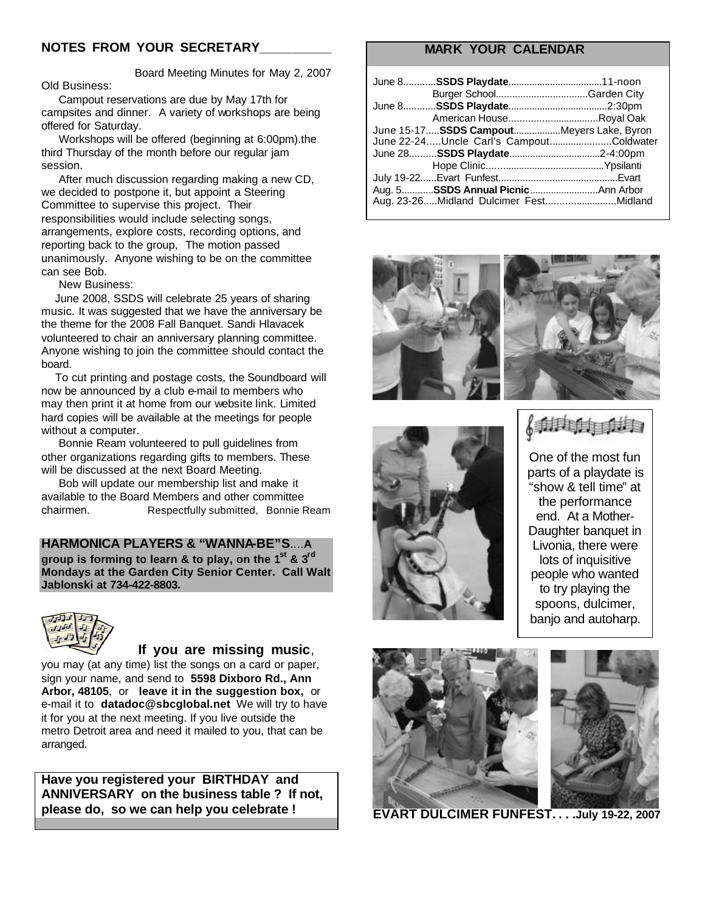## NOTES FROM YOUR SECRETARY

Board Meeting Minutes for May 2, 2007

Old Business:

Campout reservations are due by May 17th for campsites and dinner. A variety of workshops are being offered for Saturday.

Workshops will be offered (beginning at 6:00pm).the third Thursday of the month before our regular jam session.

After much discussion regarding making a new CD, we decided to postpone it, but appoint a Steering Committee to supervise this project. Their responsibilities would include selecting songs, arrangements, explore costs, recording options, and reporting back to the group, The motion passed unanimously. Anyone wishing to be on the committee can see Bob.

New Business:

June 2008, SSDS will celebrate 25 years of sharing music. It was suggested that we have the anniversary be the theme for the 2008 Fall Banquet. Sandi Hlavacek volunteered to chair an anniversary planning committee. Anyone wishing to join the committee should contact the board.

To cut printing and postage costs, the Soundboard will now be announced by a club e-mail to members who may then print it at home from our website link. Limited hard copies will be available at the meetings for people without a computer.

Bonnie Ream volunteered to pull guidelines from other organizations regarding gifts to members. These will be discussed at the next Board Meeting.

Bob will update our membership list and make it available to the Board Members and other committee chairmen.

Respectfully submitted, Bonnie Ream

**HARMONICA PLAYERS & "WANNA-BE"S....A group is forming to learn & to play, on the 1st & 3rd Mondays at the Garden City Senior Center. Call Walt Jablonski at 734-422-8803.**

**If you are missing music**, you may (at any time) list the songs on a card or paper, sign your name, and send to **5598 Dixboro Rd., Ann Arbor, 48105**, or **leave it in the suggestion box,** or e-mail it to **datadoc@sbcglobal.net** We will try to have it for you at the next meeting. If you live outside the metro Detroit area and need it mailed to you, that can be arranged.

**Have you registered your BIRTHDAY and ANNIVERSARY on the business table ? If not, please do, so we can help you celebrate !**

## MARK YOUR CALENDAR

June 8............**SSDS Playdate**....................................11-noon
Burger School..................................Garden City

June 8............**SSDS Playdate**......................................2:30pm
American House.................................Royal Oak

June 15-17.....**SSDS Campout**..................Meyers Lake, Byron

June 22-24.....Uncle Carl's Campout......................Coldwater

June 28..........**SSDS Playdate**..................................2-4:00pm
Hope Clinic...........................................Ypsilanti

July 19-22......Evart Funfest............................................Evart

Aug. 5............**SSDS Annual Picnic**..........................Ann Arbor

Aug. 23-26.....Midland Dulcimer Fest..........................Midland

One of the most fun parts of a playdate is "show & tell time" at the performance end. At a Mother-Daughter banquet in Livonia, there were lots of inquisitive people who wanted to try playing the spoons, dulcimer, banjo and autoharp.

**EVART DULCIMER FUNFEST. . . .July 19-22, 2007**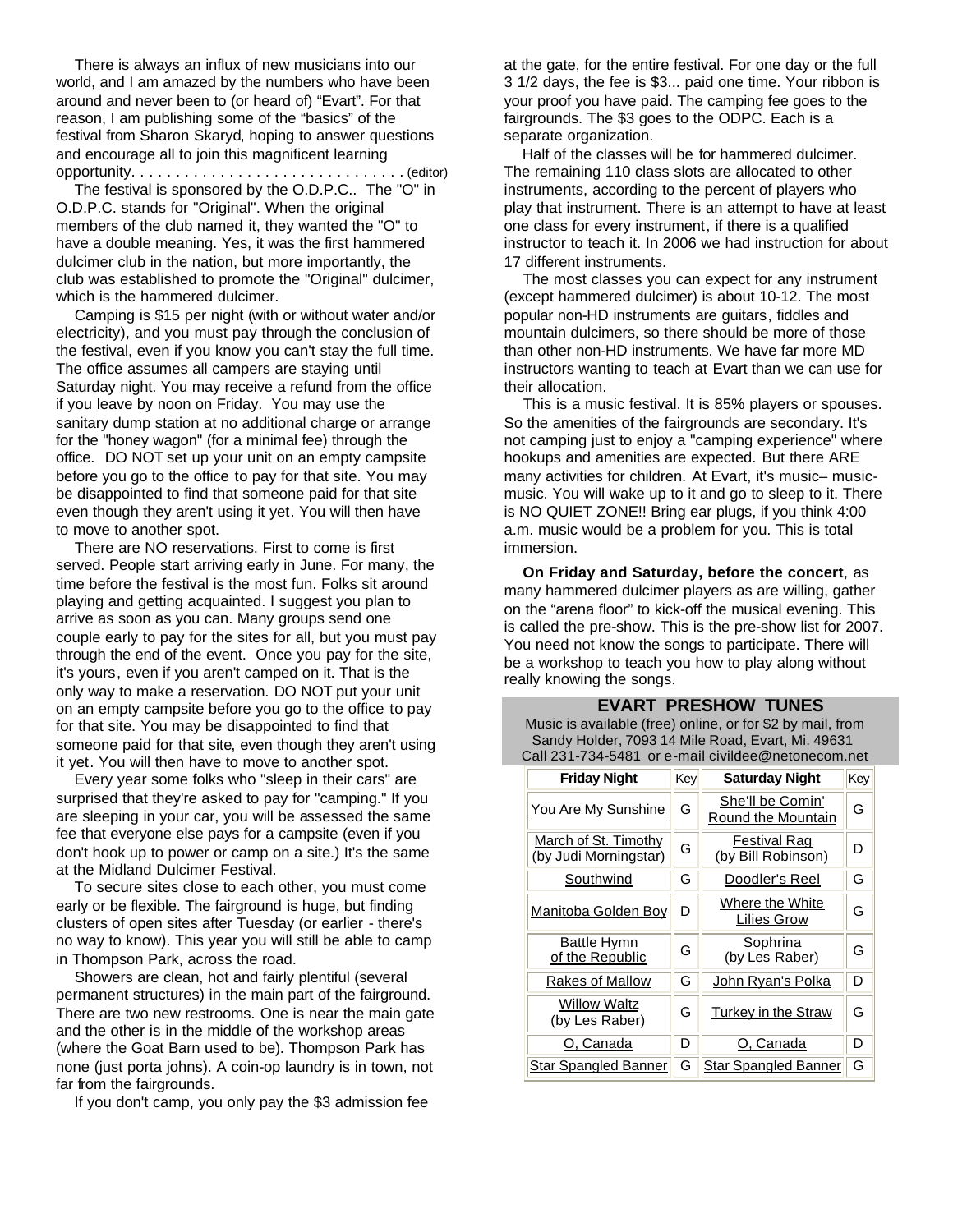There is always an influx of new musicians into our world, and I am amazed by the numbers who have been around and never been to (or heard of) "Evart". For that reason, I am publishing some of the "basics" of the festival from Sharon Skaryd, hoping to answer questions and encourage all to join this magnificent learning opportunity. . . . . . . . . . . . . . . . . . . . . . . . . . . . . . (editor)

The festival is sponsored by the O.D.P.C.. The "O" in O.D.P.C. stands for "Original". When the original members of the club named it, they wanted the "O" to have a double meaning. Yes, it was the first hammered dulcimer club in the nation, but more importantly, the club was established to promote the "Original" dulcimer, which is the hammered dulcimer.

Camping is $15 per night (with or without water and/or electricity), and you must pay through the conclusion of the festival, even if you know you can't stay the full time. The office assumes all campers are staying until Saturday night. You may receive a refund from the office if you leave by noon on Friday. You may use the sanitary dump station at no additional charge or arrange for the "honey wagon" (for a minimal fee) through the office. DO NOT set up your unit on an empty campsite before you go to the office to pay for that site. You may be disappointed to find that someone paid for that site even though they aren't using it yet. You will then have to move to another spot.

There are NO reservations. First to come is first served. People start arriving early in June. For many, the time before the festival is the most fun. Folks sit around playing and getting acquainted. I suggest you plan to arrive as soon as you can. Many groups send one couple early to pay for the sites for all, but you must pay through the end of the event. Once you pay for the site, it's yours, even if you aren't camped on it. That is the only way to make a reservation. DO NOT put your unit on an empty campsite before you go to the office to pay for that site. You may be disappointed to find that someone paid for that site, even though they aren't using it yet. You will then have to move to another spot.

Every year some folks who "sleep in their cars" are surprised that they're asked to pay for "camping." If you are sleeping in your car, you will be assessed the same fee that everyone else pays for a campsite (even if you don't hook up to power or camp on a site.) It's the same at the Midland Dulcimer Festival.

To secure sites close to each other, you must come early or be flexible. The fairground is huge, but finding clusters of open sites after Tuesday (or earlier - there's no way to know). This year you will still be able to camp in Thompson Park, across the road.

Showers are clean, hot and fairly plentiful (several permanent structures) in the main part of the fairground. There are two new restrooms. One is near the main gate and the other is in the middle of the workshop areas (where the Goat Barn used to be). Thompson Park has none (just porta johns). A coin-op laundry is in town, not far from the fairgrounds.

If you don't camp, you only pay the $3 admission fee at the gate, for the entire festival. For one day or the full 3 1/2 days, the fee is $3... paid one time. Your ribbon is your proof you have paid. The camping fee goes to the fairgrounds. The $3 goes to the ODPC. Each is a separate organization.

Half of the classes will be for hammered dulcimer. The remaining 110 class slots are allocated to other instruments, according to the percent of players who play that instrument. There is an attempt to have at least one class for every instrument, if there is a qualified instructor to teach it. In 2006 we had instruction for about 17 different instruments.

The most classes you can expect for any instrument (except hammered dulcimer) is about 10-12. The most popular non-HD instruments are guitars, fiddles and mountain dulcimers, so there should be more of those than other non-HD instruments. We have far more MD instructors wanting to teach at Evart than we can use for their allocation.

This is a music festival. It is 85% players or spouses. So the amenities of the fairgrounds are secondary. It's not camping just to enjoy a "camping experience" where hookups and amenities are expected. But there ARE many activities for children. At Evart, it's music– music-music. You will wake up to it and go to sleep to it. There is NO QUIET ZONE!! Bring ear plugs, if you think 4:00 a.m. music would be a problem for you. This is total immersion.

**On Friday and Saturday, before the concert**, as many hammered dulcimer players as are willing, gather on the "arena floor" to kick-off the musical evening. This is called the pre-show. This is the pre-show list for 2007. You need not know the songs to participate. There will be a workshop to teach you how to play along without really knowing the songs.

## EVART PRESHOW TUNES

Music is available (free) online, or for $2 by mail, from Sandy Holder, 7093 14 Mile Road, Evart, Mi. 49631
Call 231-734-5481 or e-mail civildee@netonecom.net

| Friday Night | Key | Saturday Night | Key |
|---|---|---|---|
| You Are My Sunshine | G | She'll be Comin' Round the Mountain | G |
| March of St. Timothy (by Judi Morningstar) | G | Festival Rag (by Bill Robinson) | D |
| Southwind | G | Doodler's Reel | G |
| Manitoba Golden Boy | D | Where the White Lilies Grow | G |
| Battle Hymn of the Republic | G | Sophrina (by Les Raber) | G |
| Rakes of Mallow | G | John Ryan's Polka | D |
| Willow Waltz (by Les Raber) | G | Turkey in the Straw | G |
| O, Canada | D | O, Canada | D |
| Star Spangled Banner | G | Star Spangled Banner | G |